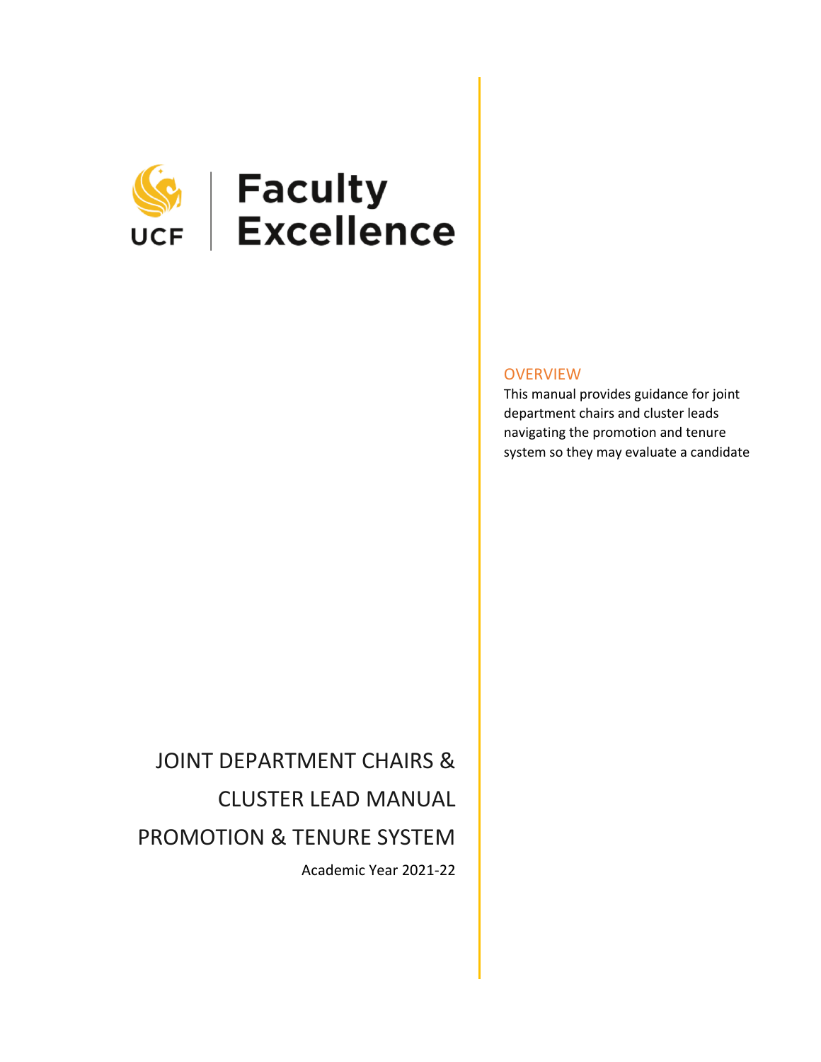UCF | Faculty Excellence

# JOINT DEPARTMENT CHAIRS & CLUSTER LEAD MANUAL

# PROMOTION & TENURE SYSTEM

Academic Year 2021-22

## OVERVIEW

This manual provides guidance for joint department chairs and cluster leads navigating the promotion and tenure system so they may evaluate a candidate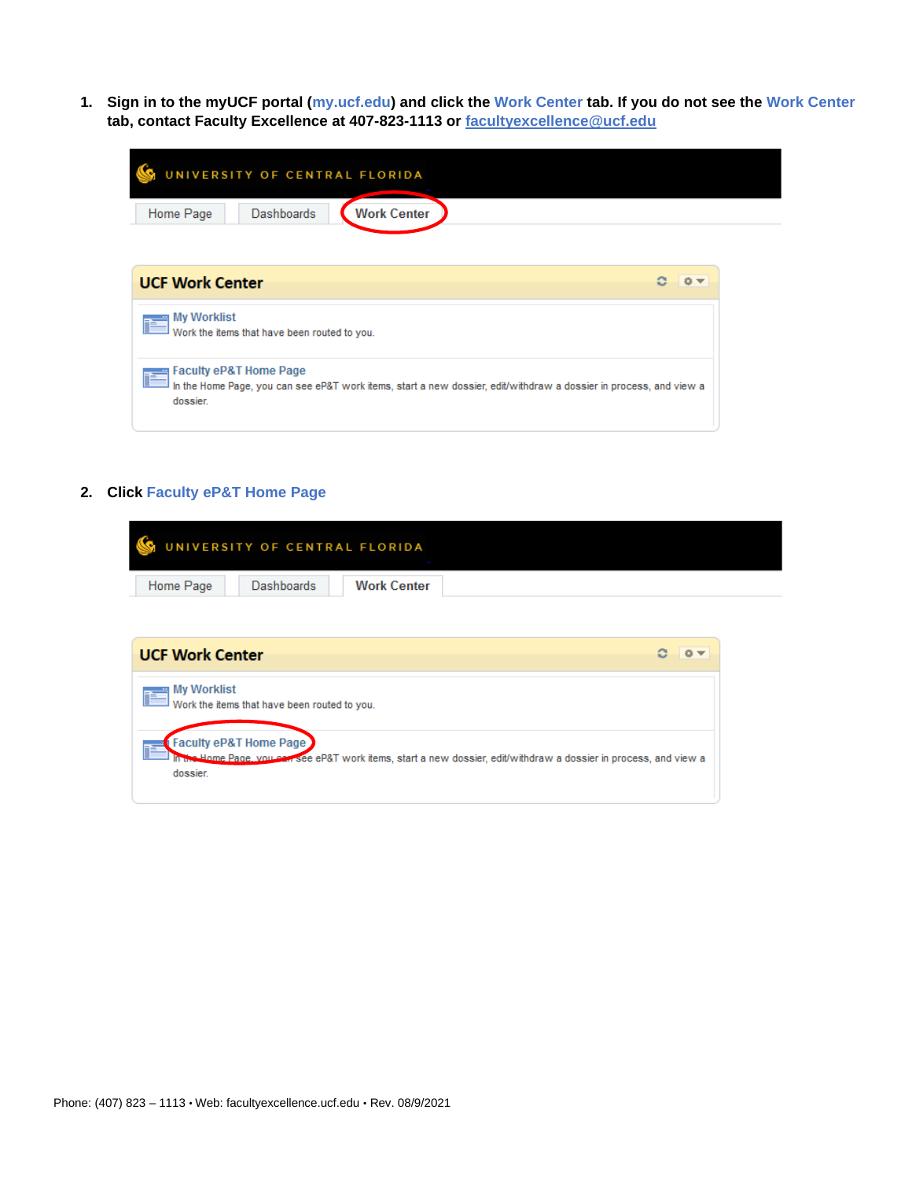1. **Sign in to the myUCF portal (my.ucf.edu) and click the Work Center tab. If you do not see the Work Center tab, contact Faculty Excellence at 407-823-1113 or [facultyexcellence@ucf.edu](mailto:facultyexcellence@ucf.edu)**

2. **Click Faculty eP&T Home Page**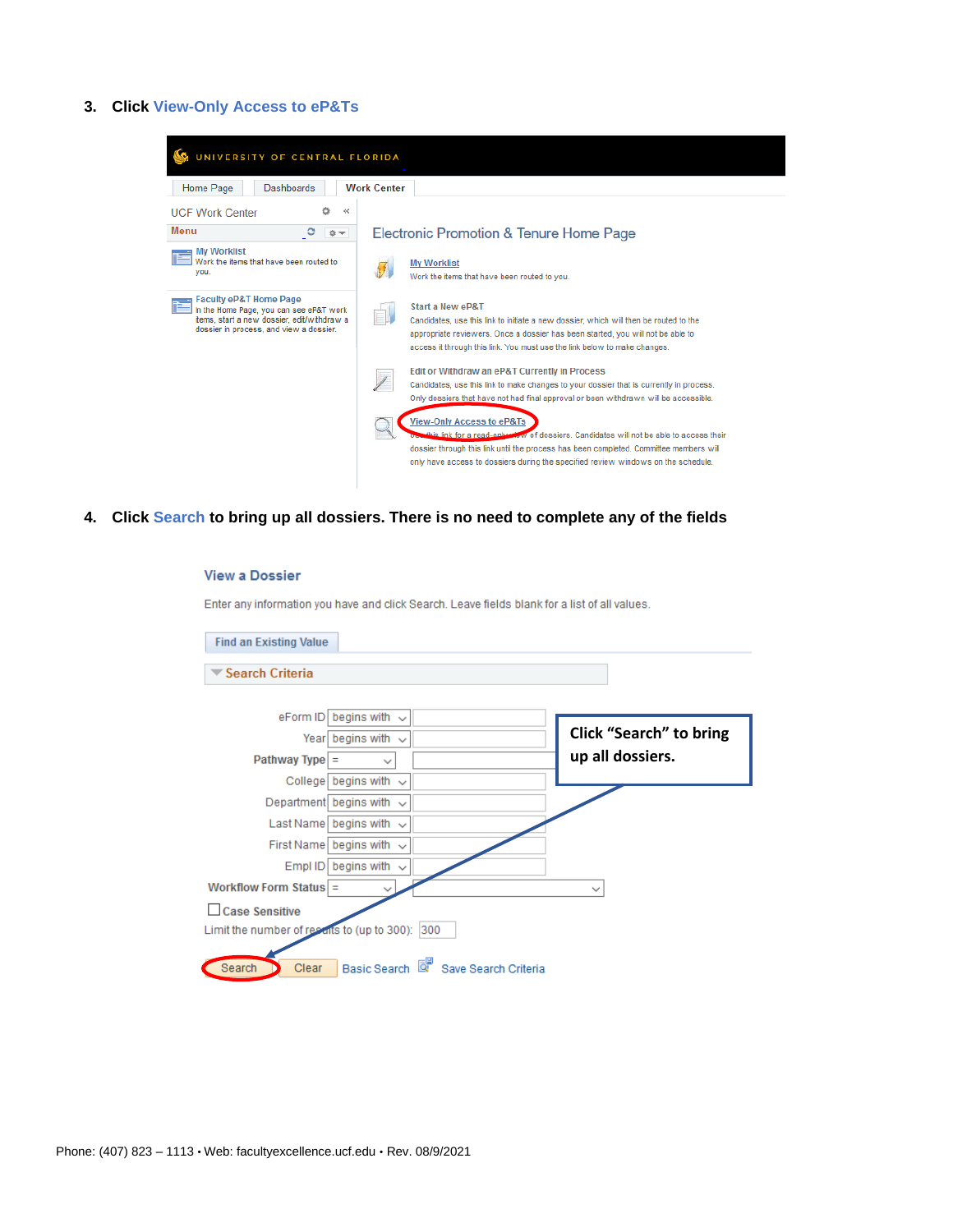3. **Click View-Only Access to eP&Ts**

UNIVERSITY OF CENTRAL FLORIDA

Home Page | Dashboards | Work Center

UCF Work Center

Menu

My Worklist
Work the items that have been routed to you.

Faculty eP&T Home Page
In the Home Page, you can see eP&T work items, start a new dossier, edit/withdraw a dossier in process, and view a dossier.

Electronic Promotion & Tenure Home Page

My Worklist
Work the items that have been routed to you.

Start a New eP&T
Candidates, use this link to initiate a new dossier, which will then be routed to the appropriate reviewers. Once a dossier has been started, you will not be able to access it through this link. You must use the link below to make changes.

Edit or Withdraw an eP&T Currently in Process
Candidates, use this link to make changes to your dossier that is currently in process. Only dossiers that have not had final approval or been withdrawn will be accessible.

View-Only Access to eP&Ts
Use this link for a read-only view of dossiers. Candidates will not be able to access their dossier through this link until the process has been completed. Committee members will only have access to dossiers during the specified review windows on the schedule.

4. **Click Search to bring up all dossiers. There is no need to complete any of the fields**

View a Dossier

Enter any information you have and click Search. Leave fields blank for a list of all values.

Find an Existing Value

Search Criteria

eForm ID begins with
Year begins with
Pathway Type =
College begins with
Department begins with
Last Name begins with
First Name begins with
Empl ID begins with
Workflow Form Status =

Case Sensitive

Limit the number of results to (up to 300): 300

Search | Clear | Basic Search | Save Search Criteria

Click "Search" to bring up all dossiers.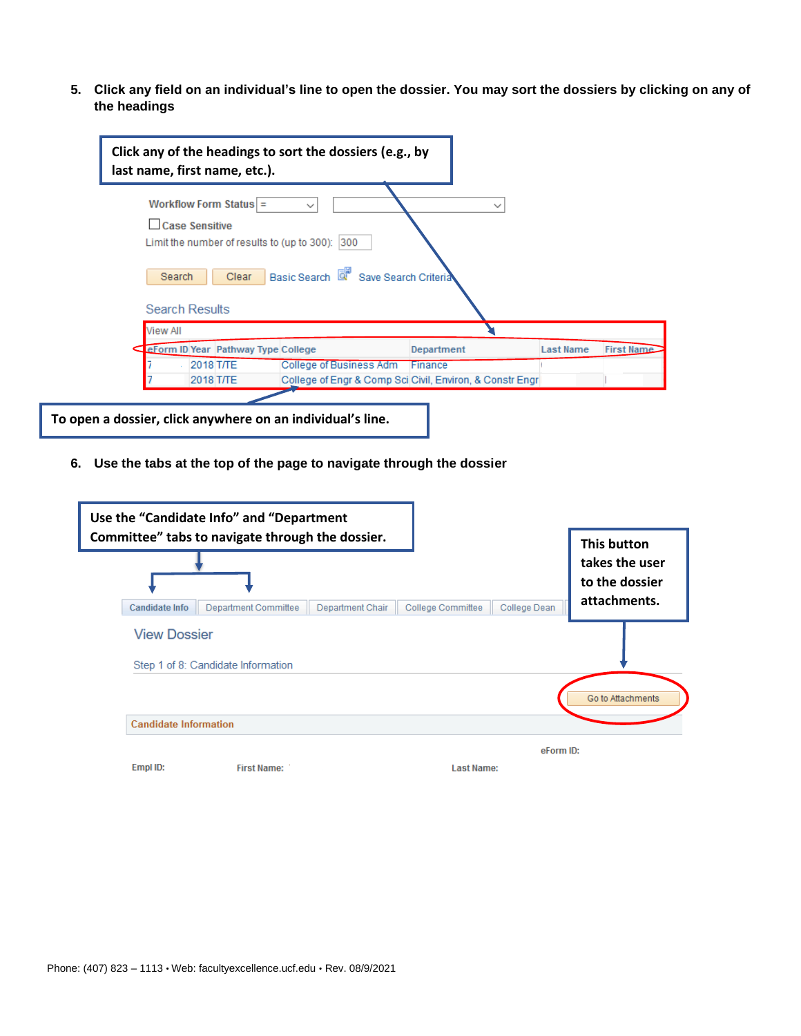5. **Click any field on an individual's line to open the dossier. You may sort the dossiers by clicking on any of the headings**

**Click any of the headings to sort the dossiers (e.g., by last name, first name, etc.).**

Workflow Form Status =

Case Sensitive

Limit the number of results to (up to 300): 300

Search | Clear | Basic Search | Save Search Criteria

Search Results

View All

| eForm ID | Year | Pathway Type | College | Department | Last Name | First Name |
|---|---|---|---|---|---|---|
| 7 | 2018 | T/TE | College of Business Adm | Finance | | |
| 7 | 2018 | T/TE | College of Engr & Comp Sci | Civil, Environ, & Constr Engr | | |

**To open a dossier, click anywhere on an individual's line.**

6. **Use the tabs at the top of the page to navigate through the dossier**

**Use the "Candidate Info" and "Department Committee" tabs to navigate through the dossier.**

**This button takes the user to the dossier attachments.**

Candidate Info | Department Committee | Department Chair | College Committee | College Dean

View Dossier

Step 1 of 8: Candidate Information

Go to Attachments

**Candidate Information**

eForm ID:

Empl ID: First Name: Last Name: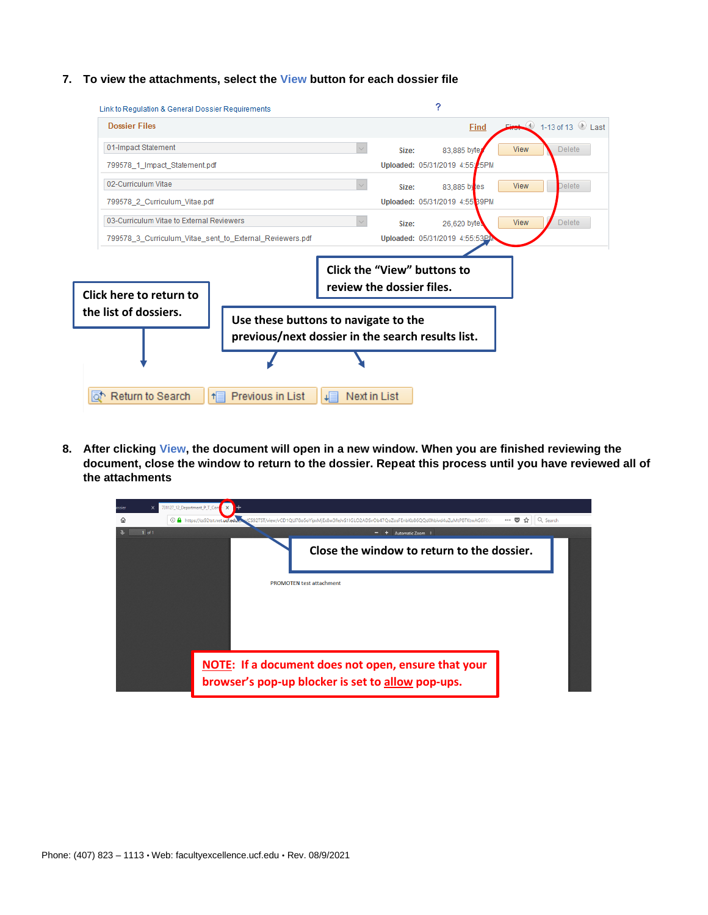7. **To view the attachments, select the View button for each dossier file**

Link to Regulation & General Dossier Requirements

| Dossier Files | | | |
|---|---|---|---|
| 01-Impact Statement | Size: 83,885 bytes | View | Delete |
| 799578_1_Impact_Statement.pdf | Uploaded: 05/31/2019 4:55:25PM | | |
| 02-Curriculum Vitae | Size: 83,885 bytes | View | Delete |
| 799578_2_Curriculum_Vitae.pdf | Uploaded: 05/31/2019 4:55:39PM | | |
| 03-Curriculum Vitae to External Reviewers | Size: 26,620 bytes | View | Delete |
| 799578_3_Curriculum_Vitae_sent_to_External_Reviewers.pdf | Uploaded: 05/31/2019 4:55:53PM | | |

Click the "View" buttons to review the dossier files.

Click here to return to the list of dossiers.

Use these buttons to navigate to the previous/next dossier in the search results list.

Return to Search | Previous in List | Next in List

8. **After clicking View, the document will open in a new window. When you are finished reviewing the document, close the window to return to the dossier. Repeat this process until you have reviewed all of the attachments**

Close the window to return to the dossier.

PROMOTEN test attachment

**NOTE: If a document does not open, ensure that your browser's pop-up blocker is set to allow pop-ups.**

Phone: (407) 823 – 1113 • Web: facultyexcellence.ucf.edu • Rev. 08/9/2021